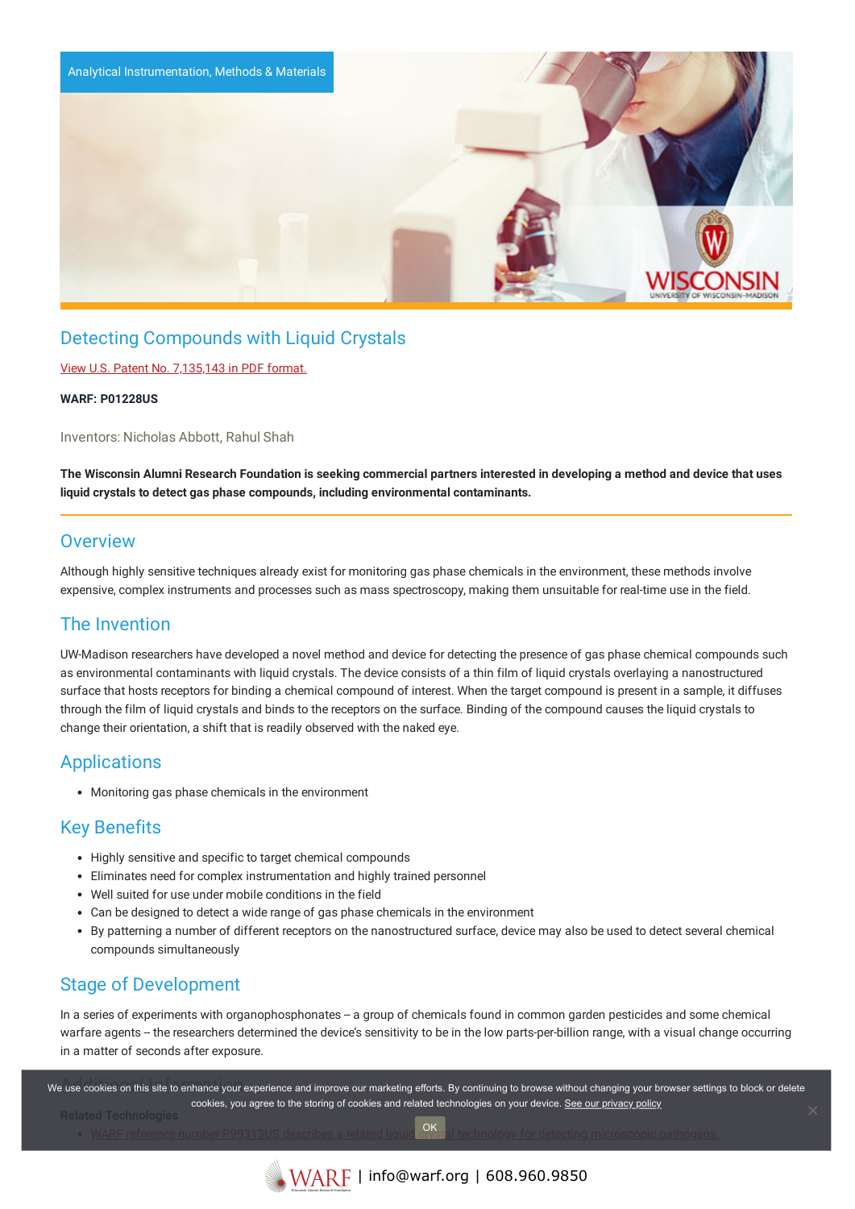Analytical Instrumentation, Methods & Materials

# Detecting Compounds with Liquid Crystals

View U.S. Patent No. 7,135,143 in PDF format.

**WARF: P01228US**

Inventors: Nicholas Abbott, Rahul Shah

**The Wisconsin Alumni Research Foundation is seeking commercial partners interested in developing a method and device that uses liquid crystals to detect gas phase compounds, including environmental contaminants.**

## Overview

Although highly sensitive techniques already exist for monitoring gas phase chemicals in the environment, these methods involve expensive, complex instruments and processes such as mass spectroscopy, making them unsuitable for real-time use in the field.

## The Invention

UW-Madison researchers have developed a novel method and device for detecting the presence of gas phase chemical compounds such as environmental contaminants with liquid crystals. The device consists of a thin film of liquid crystals overlaying a nanostructured surface that hosts receptors for binding a chemical compound of interest. When the target compound is present in a sample, it diffuses through the film of liquid crystals and binds to the receptors on the surface. Binding of the compound causes the liquid crystals to change their orientation, a shift that is readily observed with the naked eye.

## Applications

- Monitoring gas phase chemicals in the environment

## Key Benefits

- Highly sensitive and specific to target chemical compounds
- Eliminates need for complex instrumentation and highly trained personnel
- Well suited for use under mobile conditions in the field
- Can be designed to detect a wide range of gas phase chemicals in the environment
- By patterning a number of different receptors on the nanostructured surface, device may also be used to detect several chemical compounds simultaneously

## Stage of Development

In a series of experiments with organophosphonates – a group of chemicals found in common garden pesticides and some chemical warfare agents – the researchers determined the device's sensitivity to be in the low parts-per-billion range, with a visual change occurring in a matter of seconds after exposure.

## Additional Information

**Related Technologies**

- WARF reference number P99313US describes a related liquid crystal technology for detecting microscopic pathogens.

We use cookies on this site to enhance your experience and improve our marketing efforts. By continuing to browse without changing your browser settings to block or delete cookies, you agree to the storing of cookies and related technologies on your device. See our privacy policy

OK

WARF | info@warf.org | 608.960.9850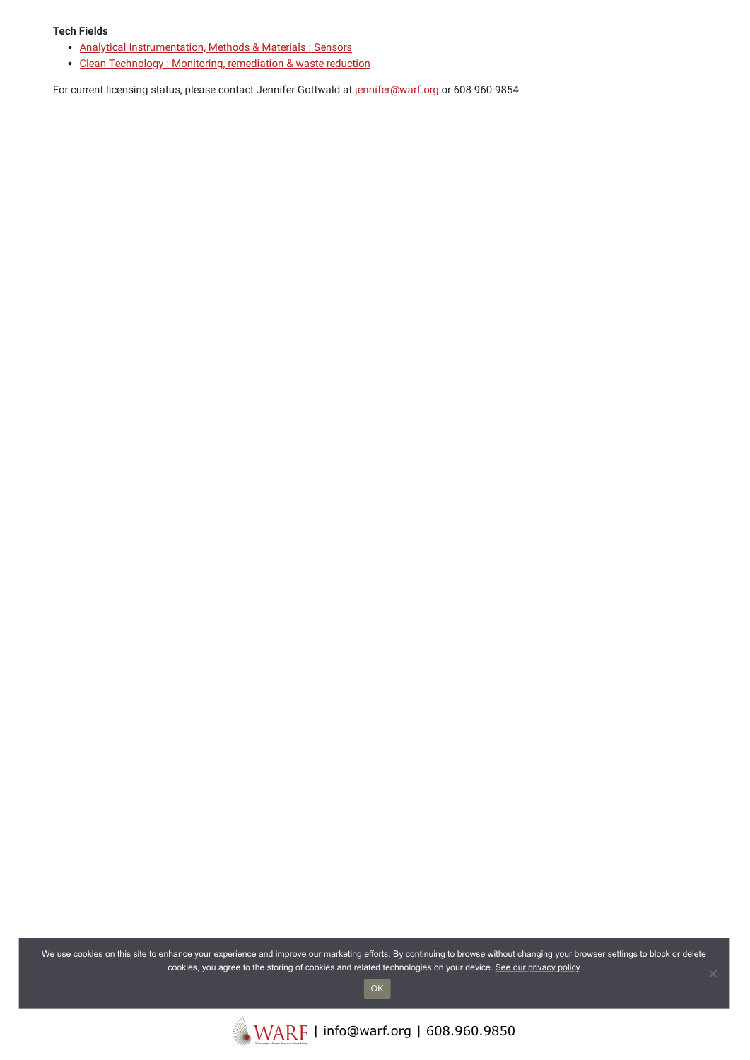**Tech Fields**

- Analytical Instrumentation, Methods & Materials : Sensors
- Clean Technology : Monitoring, remediation & waste reduction

For current licensing status, please contact Jennifer Gottwald at jennifer@warf.org or 608-960-9854

We use cookies on this site to enhance your experience and improve our marketing efforts. By continuing to browse without changing your browser settings to block or delete cookies, you agree to the storing of cookies and related technologies on your device. See our privacy policy

OK